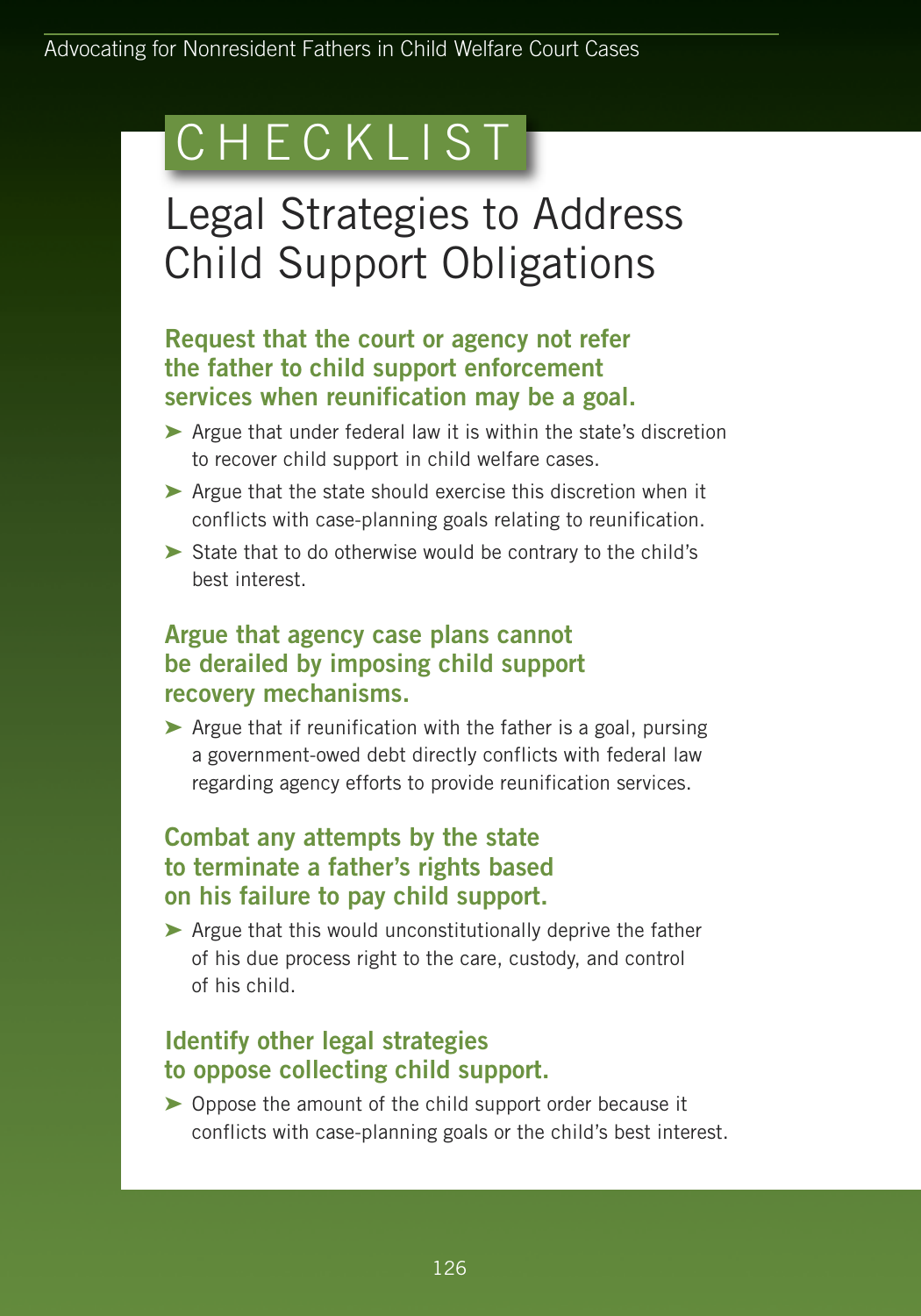# CHECKLIST

## Legal Strategies to Address Child Support Obligations

### Request that the court or agency not refer the father to child support enforcement services when reunification may be a goal.

- Argue that under federal law it is within the state's discretion to recover child support in child welfare cases.
- Argue that the state should exercise this discretion when it conflicts with case-planning goals relating to reunification.
- State that to do otherwise would be contrary to the child's best interest.

### Argue that agency case plans cannot be derailed by imposing child support recovery mechanisms.

- Argue that if reunification with the father is a goal, pursing a government-owed debt directly conflicts with federal law regarding agency efforts to provide reunification services.

### Combat any attempts by the state to terminate a father's rights based on his failure to pay child support.

- Argue that this would unconstitutionally deprive the father of his due process right to the care, custody, and control of his child.

### Identify other legal strategies to oppose collecting child support.

- Oppose the amount of the child support order because it conflicts with case-planning goals or the child's best interest.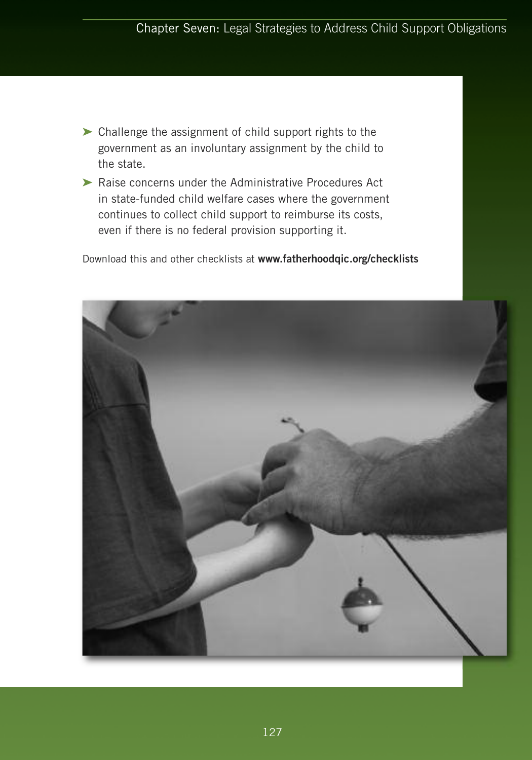- Challenge the assignment of child support rights to the government as an involuntary assignment by the child to the state.
- Raise concerns under the Administrative Procedures Act in state-funded child welfare cases where the government continues to collect child support to reimburse its costs, even if there is no federal provision supporting it.

Download this and other checklists at **www.fatherhoodqic.org/checklists**